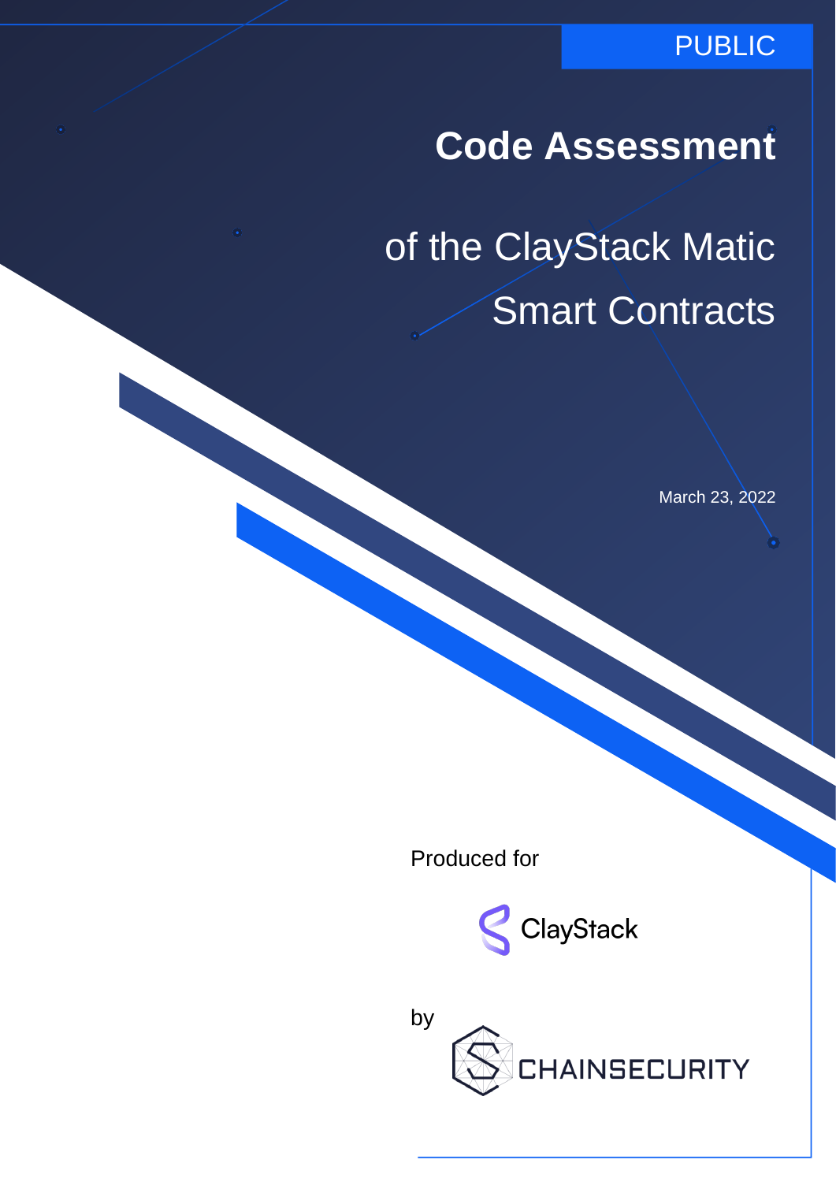PUBLIC

# Code Assessment

## of the ClayStack Matic Smart Contracts

March 23, 2022

Produced for

ClayStack

by

CHAINSECURITY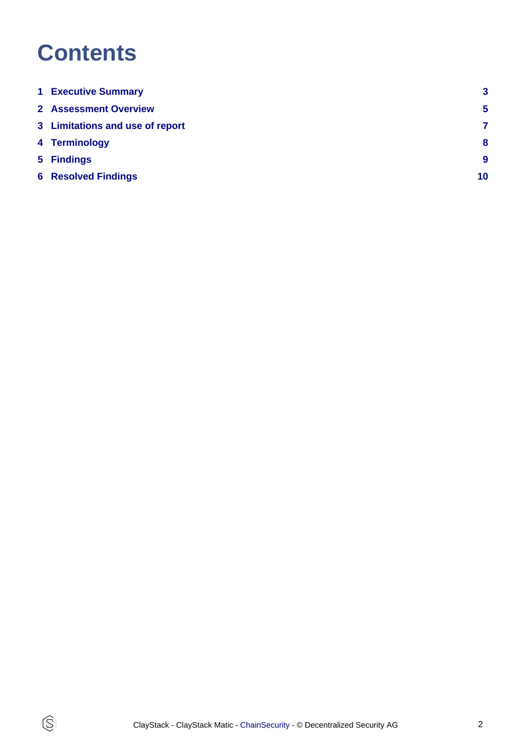# Contents

| | | |
|---|---|---|
| 1 | Executive Summary | 3 |
| 2 | Assessment Overview | 5 |
| 3 | Limitations and use of report | 7 |
| 4 | Terminology | 8 |
| 5 | Findings | 9 |
| 6 | Resolved Findings | 10 |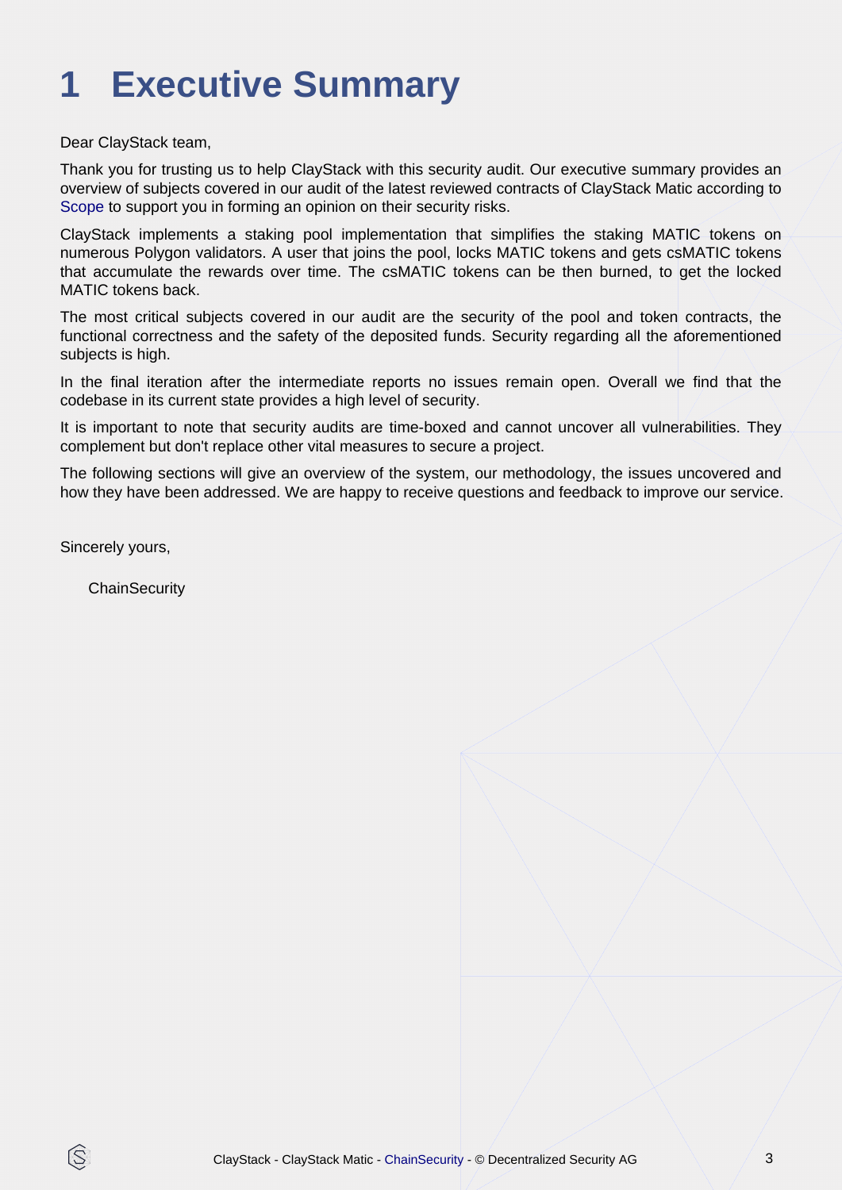# 1 Executive Summary

Dear ClayStack team,

Thank you for trusting us to help ClayStack with this security audit. Our executive summary provides an overview of subjects covered in our audit of the latest reviewed contracts of ClayStack Matic according to Scope to support you in forming an opinion on their security risks.

ClayStack implements a staking pool implementation that simplifies the staking MATIC tokens on numerous Polygon validators. A user that joins the pool, locks MATIC tokens and gets csMATIC tokens that accumulate the rewards over time. The csMATIC tokens can be then burned, to get the locked MATIC tokens back.

The most critical subjects covered in our audit are the security of the pool and token contracts, the functional correctness and the safety of the deposited funds. Security regarding all the aforementioned subjects is high.

In the final iteration after the intermediate reports no issues remain open. Overall we find that the codebase in its current state provides a high level of security.

It is important to note that security audits are time-boxed and cannot uncover all vulnerabilities. They complement but don't replace other vital measures to secure a project.

The following sections will give an overview of the system, our methodology, the issues uncovered and how they have been addressed. We are happy to receive questions and feedback to improve our service.

Sincerely yours,

ChainSecurity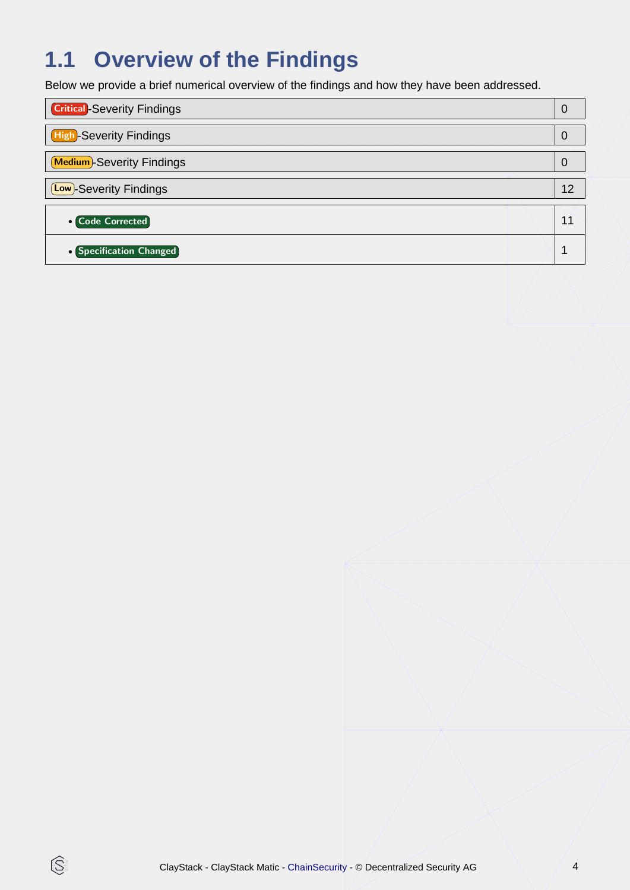## 1.1 Overview of the Findings

Below we provide a brief numerical overview of the findings and how they have been addressed.

| Findings | Count |
| --- | --- |
| Critical-Severity Findings | 0 |
| High-Severity Findings | 0 |
| Medium-Severity Findings | 0 |
| Low-Severity Findings | 12 |
| • Code Corrected | 11 |
| • Specification Changed | 1 |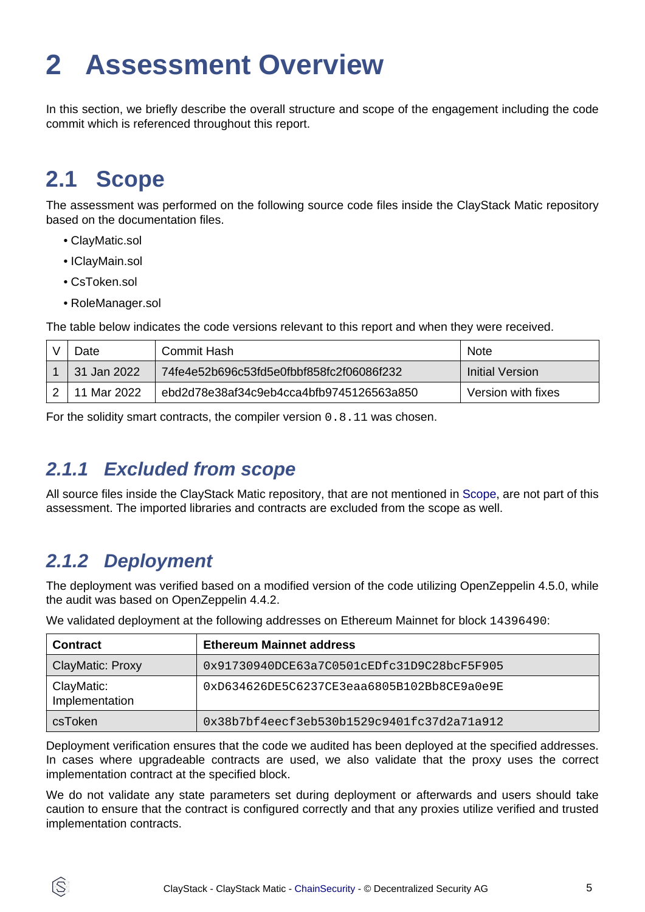# 2 Assessment Overview

In this section, we briefly describe the overall structure and scope of the engagement including the code commit which is referenced throughout this report.

## 2.1 Scope

The assessment was performed on the following source code files inside the ClayStack Matic repository based on the documentation files.

- ClayMatic.sol
- IClayMain.sol
- CsToken.sol
- RoleManager.sol

The table below indicates the code versions relevant to this report and when they were received.

| V | Date | Commit Hash | Note |
|---|---|---|---|
| 1 | 31 Jan 2022 | 74fe4e52b696c53fd5e0fbbf858fc2f06086f232 | Initial Version |
| 2 | 11 Mar 2022 | ebd2d78e38af34c9eb4cca4bfb9745126563a850 | Version with fixes |

For the solidity smart contracts, the compiler version `0.8.11` was chosen.

### *2.1.1 Excluded from scope*

All source files inside the ClayStack Matic repository, that are not mentioned in Scope, are not part of this assessment. The imported libraries and contracts are excluded from the scope as well.

### *2.1.2 Deployment*

The deployment was verified based on a modified version of the code utilizing OpenZeppelin 4.5.0, while the audit was based on OpenZeppelin 4.4.2.

We validated deployment at the following addresses on Ethereum Mainnet for block `14396490`:

| Contract | Ethereum Mainnet address |
|---|---|
| ClayMatic: Proxy | `0x91730940DCE63a7C0501cEDfc31D9C28bcF5F905` |
| ClayMatic: Implementation | `0xD634626DE5C6237CE3eaa6805B102Bb8CE9a0e9E` |
| csToken | `0x38b7bf4eecf3eb530b1529c9401fc37d2a71a912` |

Deployment verification ensures that the code we audited has been deployed at the specified addresses. In cases where upgradeable contracts are used, we also validate that the proxy uses the correct implementation contract at the specified block.

We do not validate any state parameters set during deployment or afterwards and users should take caution to ensure that the contract is configured correctly and that any proxies utilize verified and trusted implementation contracts.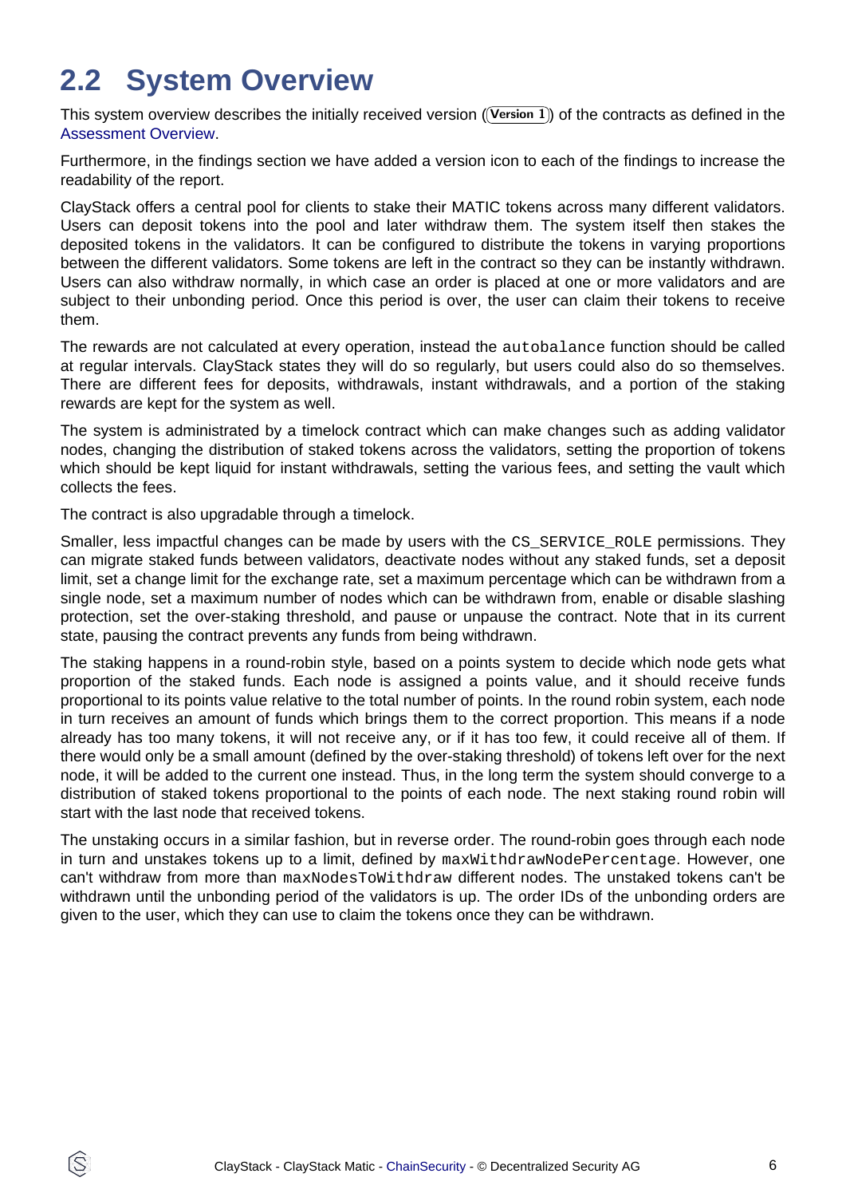## 2.2 System Overview

This system overview describes the initially received version (Version 1) of the contracts as defined in the Assessment Overview.

Furthermore, in the findings section we have added a version icon to each of the findings to increase the readability of the report.

ClayStack offers a central pool for clients to stake their MATIC tokens across many different validators. Users can deposit tokens into the pool and later withdraw them. The system itself then stakes the deposited tokens in the validators. It can be configured to distribute the tokens in varying proportions between the different validators. Some tokens are left in the contract so they can be instantly withdrawn. Users can also withdraw normally, in which case an order is placed at one or more validators and are subject to their unbonding period. Once this period is over, the user can claim their tokens to receive them.

The rewards are not calculated at every operation, instead the `autobalance` function should be called at regular intervals. ClayStack states they will do so regularly, but users could also do so themselves. There are different fees for deposits, withdrawals, instant withdrawals, and a portion of the staking rewards are kept for the system as well.

The system is administrated by a timelock contract which can make changes such as adding validator nodes, changing the distribution of staked tokens across the validators, setting the proportion of tokens which should be kept liquid for instant withdrawals, setting the various fees, and setting the vault which collects the fees.

The contract is also upgradable through a timelock.

Smaller, less impactful changes can be made by users with the `CS_SERVICE_ROLE` permissions. They can migrate staked funds between validators, deactivate nodes without any staked funds, set a deposit limit, set a change limit for the exchange rate, set a maximum percentage which can be withdrawn from a single node, set a maximum number of nodes which can be withdrawn from, enable or disable slashing protection, set the over-staking threshold, and pause or unpause the contract. Note that in its current state, pausing the contract prevents any funds from being withdrawn.

The staking happens in a round-robin style, based on a points system to decide which node gets what proportion of the staked funds. Each node is assigned a points value, and it should receive funds proportional to its points value relative to the total number of points. In the round robin system, each node in turn receives an amount of funds which brings them to the correct proportion. This means if a node already has too many tokens, it will not receive any, or if it has too few, it could receive all of them. If there would only be a small amount (defined by the over-staking threshold) of tokens left over for the next node, it will be added to the current one instead. Thus, in the long term the system should converge to a distribution of staked tokens proportional to the points of each node. The next staking round robin will start with the last node that received tokens.

The unstaking occurs in a similar fashion, but in reverse order. The round-robin goes through each node in turn and unstakes tokens up to a limit, defined by `maxWithdrawNodePercentage`. However, one can't withdraw from more than `maxNodesToWithdraw` different nodes. The unstaked tokens can't be withdrawn until the unbonding period of the validators is up. The order IDs of the unbonding orders are given to the user, which they can use to claim the tokens once they can be withdrawn.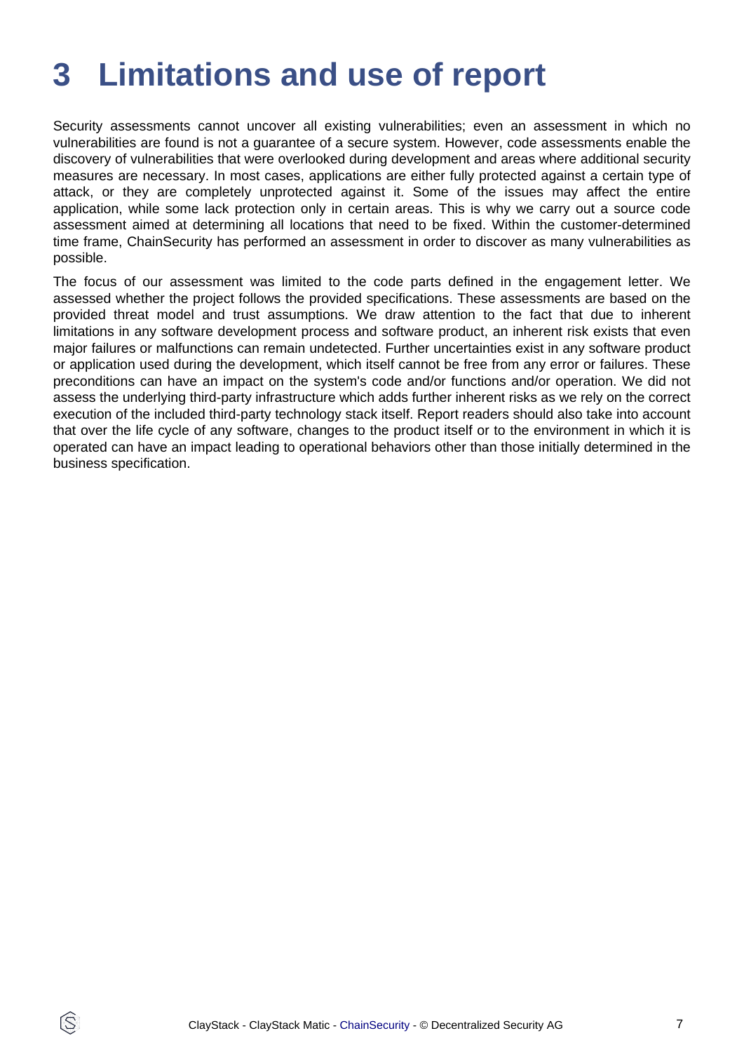# 3 Limitations and use of report

Security assessments cannot uncover all existing vulnerabilities; even an assessment in which no vulnerabilities are found is not a guarantee of a secure system. However, code assessments enable the discovery of vulnerabilities that were overlooked during development and areas where additional security measures are necessary. In most cases, applications are either fully protected against a certain type of attack, or they are completely unprotected against it. Some of the issues may affect the entire application, while some lack protection only in certain areas. This is why we carry out a source code assessment aimed at determining all locations that need to be fixed. Within the customer-determined time frame, ChainSecurity has performed an assessment in order to discover as many vulnerabilities as possible.

The focus of our assessment was limited to the code parts defined in the engagement letter. We assessed whether the project follows the provided specifications. These assessments are based on the provided threat model and trust assumptions. We draw attention to the fact that due to inherent limitations in any software development process and software product, an inherent risk exists that even major failures or malfunctions can remain undetected. Further uncertainties exist in any software product or application used during the development, which itself cannot be free from any error or failures. These preconditions can have an impact on the system's code and/or functions and/or operation. We did not assess the underlying third-party infrastructure which adds further inherent risks as we rely on the correct execution of the included third-party technology stack itself. Report readers should also take into account that over the life cycle of any software, changes to the product itself or to the environment in which it is operated can have an impact leading to operational behaviors other than those initially determined in the business specification.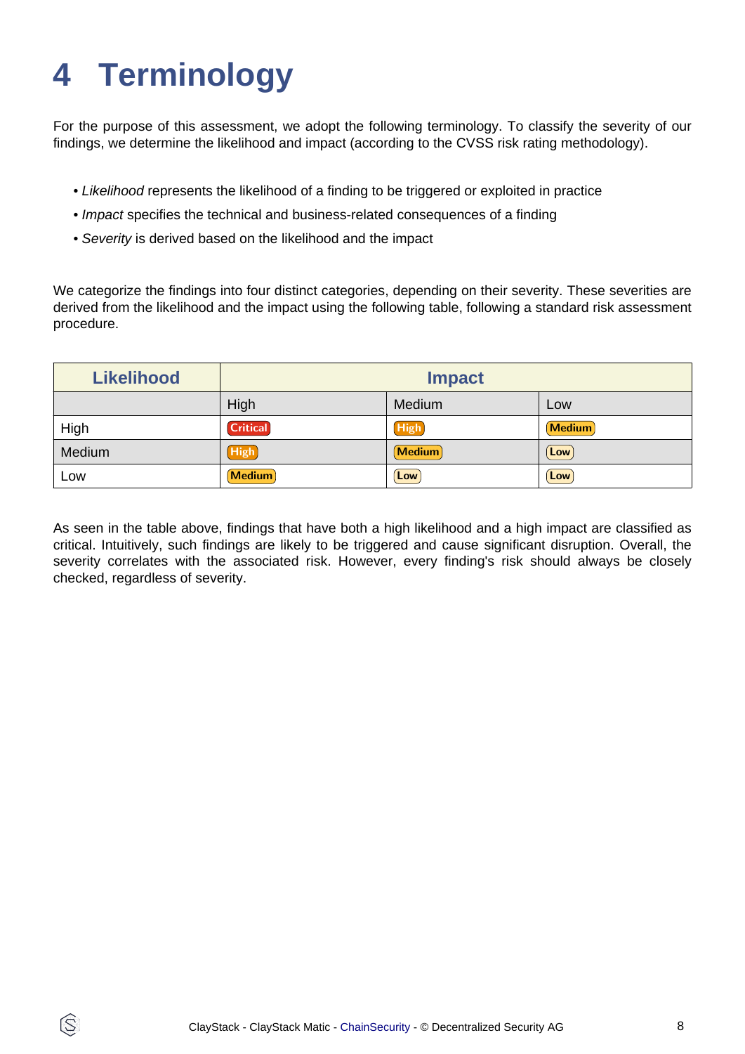# 4 Terminology

For the purpose of this assessment, we adopt the following terminology. To classify the severity of our findings, we determine the likelihood and impact (according to the CVSS risk rating methodology).

- *Likelihood* represents the likelihood of a finding to be triggered or exploited in practice
- *Impact* specifies the technical and business-related consequences of a finding
- *Severity* is derived based on the likelihood and the impact

We categorize the findings into four distinct categories, depending on their severity. These severities are derived from the likelihood and the impact using the following table, following a standard risk assessment procedure.

| Likelihood | Impact | | |
|---|---|---|---|
| | High | Medium | Low |
| High | Critical | High | Medium |
| Medium | High | Medium | Low |
| Low | Medium | Low | Low |

As seen in the table above, findings that have both a high likelihood and a high impact are classified as critical. Intuitively, such findings are likely to be triggered and cause significant disruption. Overall, the severity correlates with the associated risk. However, every finding's risk should always be closely checked, regardless of severity.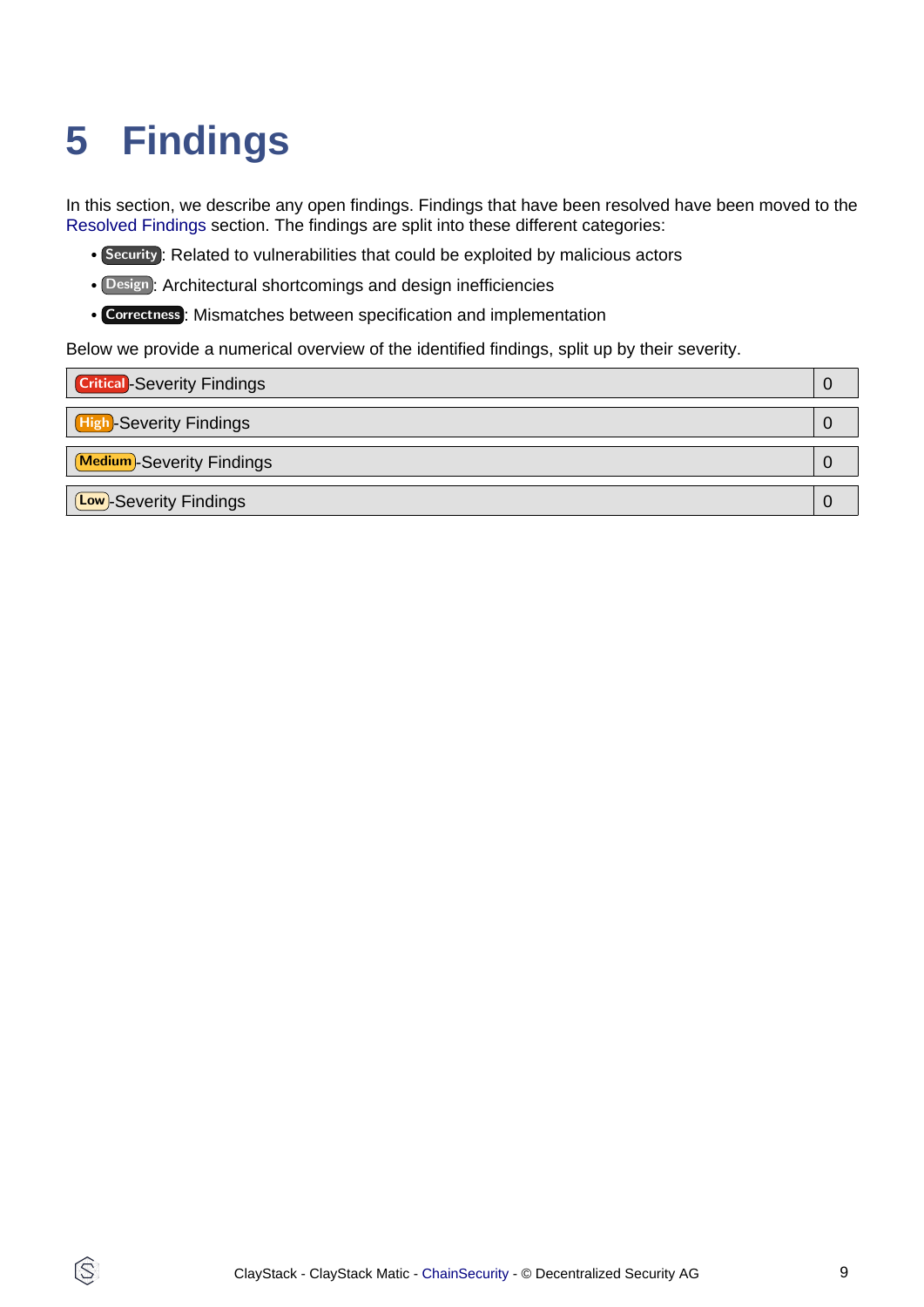# 5 Findings

In this section, we describe any open findings. Findings that have been resolved have been moved to the Resolved Findings section. The findings are split into these different categories:

- Security: Related to vulnerabilities that could be exploited by malicious actors
- Design: Architectural shortcomings and design inefficiencies
- Correctness: Mismatches between specification and implementation

Below we provide a numerical overview of the identified findings, split up by their severity.

| | |
|---|---|
| Critical-Severity Findings | 0 |
| High-Severity Findings | 0 |
| Medium-Severity Findings | 0 |
| Low-Severity Findings | 0 |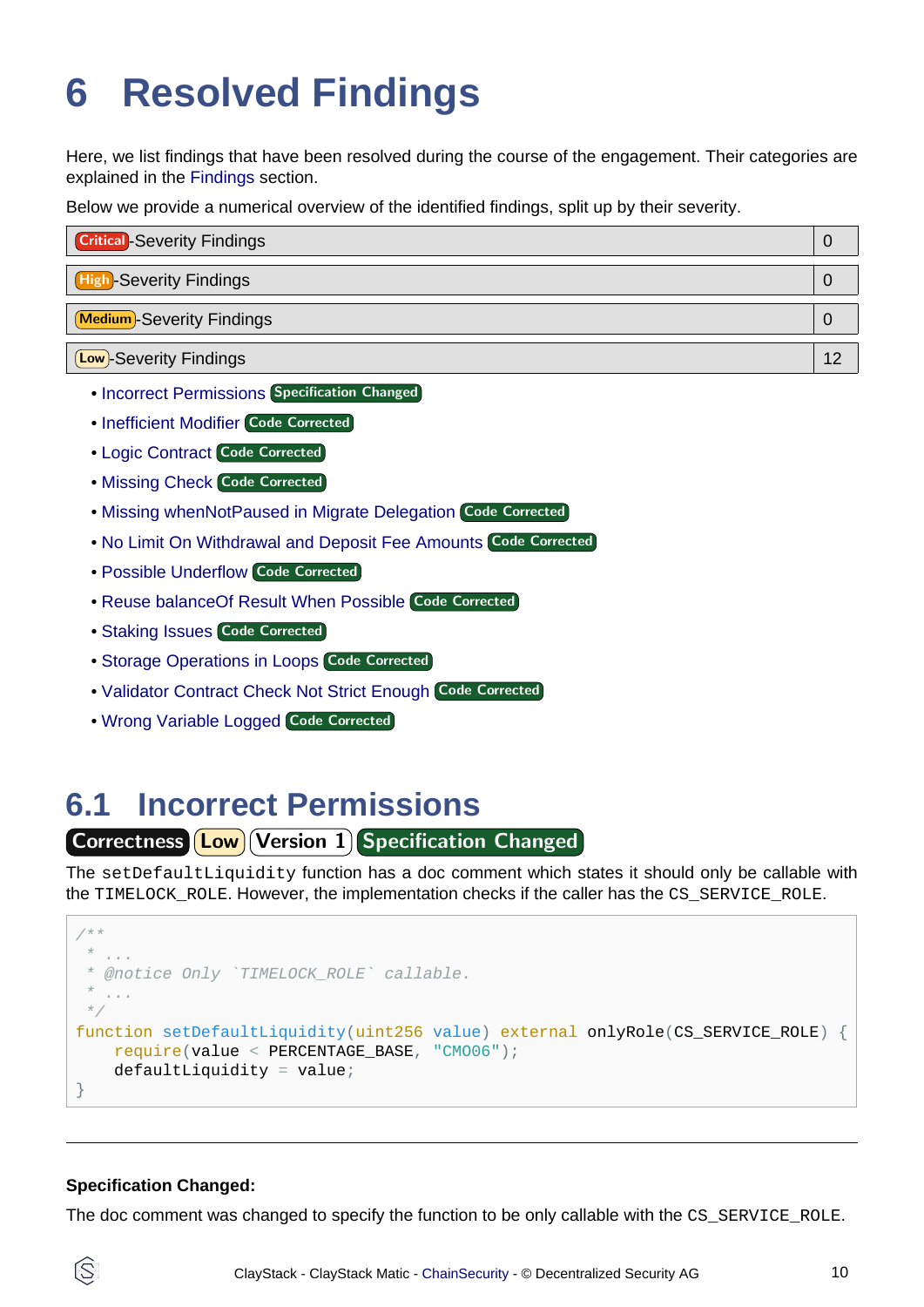# 6 Resolved Findings

Here, we list findings that have been resolved during the course of the engagement. Their categories are explained in the Findings section.

Below we provide a numerical overview of the identified findings, split up by their severity.

| Severity | Count |
|---|---|
| Critical-Severity Findings | 0 |
| High-Severity Findings | 0 |
| Medium-Severity Findings | 0 |
| Low-Severity Findings | 12 |

- Incorrect Permissions Specification Changed
- Inefficient Modifier Code Corrected
- Logic Contract Code Corrected
- Missing Check Code Corrected
- Missing whenNotPaused in Migrate Delegation Code Corrected
- No Limit On Withdrawal and Deposit Fee Amounts Code Corrected
- Possible Underflow Code Corrected
- Reuse balanceOf Result When Possible Code Corrected
- Staking Issues Code Corrected
- Storage Operations in Loops Code Corrected
- Validator Contract Check Not Strict Enough Code Corrected
- Wrong Variable Logged Code Corrected

## 6.1 Incorrect Permissions

Correctness Low Version 1 Specification Changed

The `setDefaultLiquidity` function has a doc comment which states it should only be callable with the `TIMELOCK_ROLE`. However, the implementation checks if the caller has the `CS_SERVICE_ROLE`.

```
/**
 * ...
 * @notice Only `TIMELOCK_ROLE` callable.
 * ...
 */
function setDefaultLiquidity(uint256 value) external onlyRole(CS_SERVICE_ROLE) {
    require(value < PERCENTAGE_BASE, "CM006");
    defaultLiquidity = value;
}
```

---

**Specification Changed:**

The doc comment was changed to specify the function to be only callable with the `CS_SERVICE_ROLE`.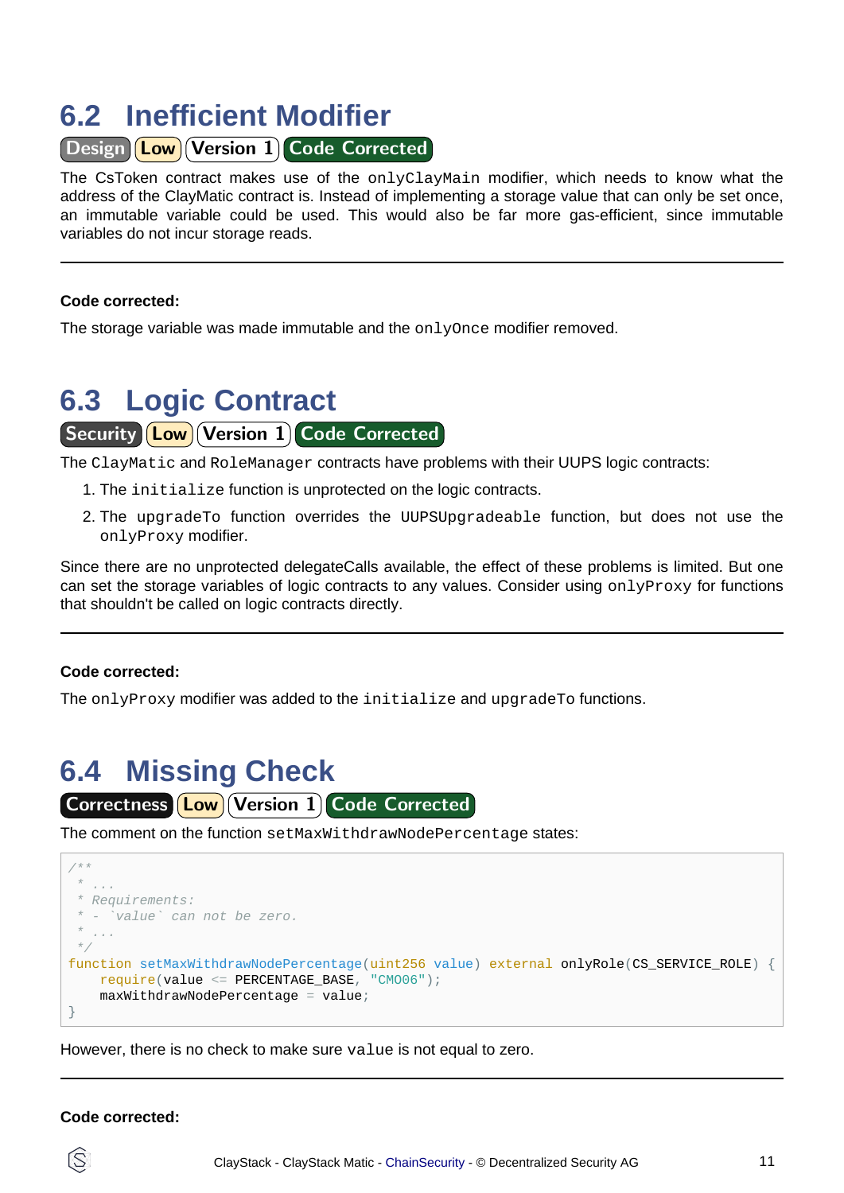## 6.2 Inefficient Modifier

Design | Low | Version 1 | Code Corrected

The CsToken contract makes use of the `onlyClayMain` modifier, which needs to know what the address of the ClayMatic contract is. Instead of implementing a storage value that can only be set once, an immutable variable could be used. This would also be far more gas-efficient, since immutable variables do not incur storage reads.

---

**Code corrected:**

The storage variable was made immutable and the `onlyOnce` modifier removed.

## 6.3 Logic Contract

Security | Low | Version 1 | Code Corrected

The `ClayMatic` and `RoleManager` contracts have problems with their UUPS logic contracts:

1. The `initialize` function is unprotected on the logic contracts.
2. The `upgradeTo` function overrides the `UUPSUpgradeable` function, but does not use the `onlyProxy` modifier.

Since there are no unprotected delegateCalls available, the effect of these problems is limited. But one can set the storage variables of logic contracts to any values. Consider using `onlyProxy` for functions that shouldn't be called on logic contracts directly.

---

**Code corrected:**

The `onlyProxy` modifier was added to the `initialize` and `upgradeTo` functions.

## 6.4 Missing Check

Correctness | Low | Version 1 | Code Corrected

The comment on the function `setMaxWithdrawNodePercentage` states:

```
/**
 * ...
 * Requirements:
 * - `value` can not be zero.
 * ...
 */
function setMaxWithdrawNodePercentage(uint256 value) external onlyRole(CS_SERVICE_ROLE) {
    require(value <= PERCENTAGE_BASE, "CM006");
    maxWithdrawNodePercentage = value;
}
```

However, there is no check to make sure `value` is not equal to zero.

---

**Code corrected:**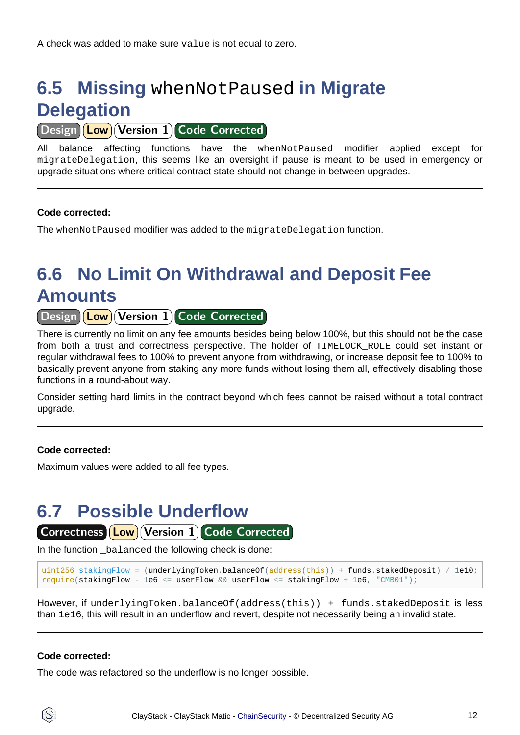A check was added to make sure `value` is not equal to zero.

## 6.5 Missing `whenNotPaused` in Migrate Delegation

Design | Low | Version 1 | Code Corrected

All balance affecting functions have the `whenNotPaused` modifier applied except for `migrateDelegation`, this seems like an oversight if pause is meant to be used in emergency or upgrade situations where critical contract state should not change in between upgrades.

---

**Code corrected:**

The `whenNotPaused` modifier was added to the `migrateDelegation` function.

## 6.6 No Limit On Withdrawal and Deposit Fee Amounts

Design | Low | Version 1 | Code Corrected

There is currently no limit on any fee amounts besides being below 100%, but this should not be the case from both a trust and correctness perspective. The holder of `TIMELOCK_ROLE` could set instant or regular withdrawal fees to 100% to prevent anyone from withdrawing, or increase deposit fee to 100% to basically prevent anyone from staking any more funds without losing them all, effectively disabling those functions in a round-about way.

Consider setting hard limits in the contract beyond which fees cannot be raised without a total contract upgrade.

---

**Code corrected:**

Maximum values were added to all fee types.

## 6.7 Possible Underflow

Correctness | Low | Version 1 | Code Corrected

In the function `_balanced` the following check is done:

```
uint256 stakingFlow = (underlyingToken.balanceOf(address(this)) + funds.stakedDeposit) / 1e10;
require(stakingFlow - 1e6 <= userFlow && userFlow <= stakingFlow + 1e6, "CMB01");
```

However, if `underlyingToken.balanceOf(address(this)) + funds.stakedDeposit` is less than `1e16`, this will result in an underflow and revert, despite not necessarily being an invalid state.

---

**Code corrected:**

The code was refactored so the underflow is no longer possible.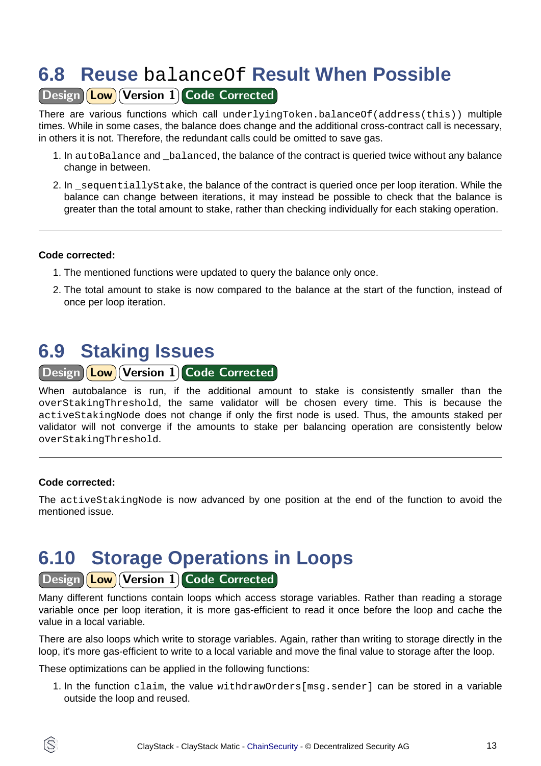## 6.8 Reuse `balanceOf` Result When Possible

Design Low Version 1 Code Corrected

There are various functions which call `underlyingToken.balanceOf(address(this))` multiple times. While in some cases, the balance does change and the additional cross-contract call is necessary, in others it is not. Therefore, the redundant calls could be omitted to save gas.

1. In `autoBalance` and `_balanced`, the balance of the contract is queried twice without any balance change in between.
2. In `_sequentiallyStake`, the balance of the contract is queried once per loop iteration. While the balance can change between iterations, it may instead be possible to check that the balance is greater than the total amount to stake, rather than checking individually for each staking operation.

---

**Code corrected:**

1. The mentioned functions were updated to query the balance only once.
2. The total amount to stake is now compared to the balance at the start of the function, instead of once per loop iteration.

## 6.9 Staking Issues

Design Low Version 1 Code Corrected

When autobalance is run, if the additional amount to stake is consistently smaller than the `overStakingThreshold`, the same validator will be chosen every time. This is because the `activeStakingNode` does not change if only the first node is used. Thus, the amounts staked per validator will not converge if the amounts to stake per balancing operation are consistently below `overStakingThreshold`.

---

**Code corrected:**

The `activeStakingNode` is now advanced by one position at the end of the function to avoid the mentioned issue.

## 6.10 Storage Operations in Loops

Design Low Version 1 Code Corrected

Many different functions contain loops which access storage variables. Rather than reading a storage variable once per loop iteration, it is more gas-efficient to read it once before the loop and cache the value in a local variable.

There are also loops which write to storage variables. Again, rather than writing to storage directly in the loop, it's more gas-efficient to write to a local variable and move the final value to storage after the loop.

These optimizations can be applied in the following functions:

1. In the function `claim`, the value `withdrawOrders[msg.sender]` can be stored in a variable outside the loop and reused.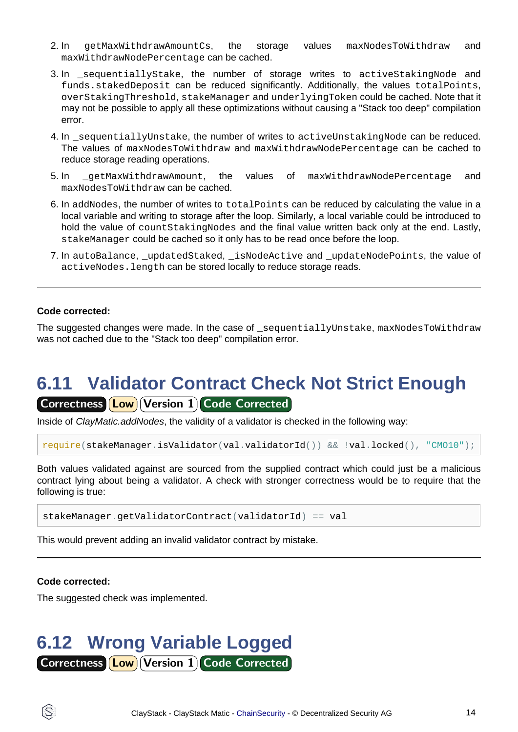2. In `getMaxWithdrawAmountCs`, the storage values `maxNodesToWithdraw` and `maxWithdrawNodePercentage` can be cached.
3. In `_sequentiallyStake`, the number of storage writes to `activeStakingNode` and `funds.stakedDeposit` can be reduced significantly. Additionally, the values `totalPoints`, `overStakingThreshold`, `stakeManager` and `underlyingToken` could be cached. Note that it may not be possible to apply all these optimizations without causing a "Stack too deep" compilation error.
4. In `_sequentiallyUnstake`, the number of writes to `activeUnstakingNode` can be reduced. The values of `maxNodesToWithdraw` and `maxWithdrawNodePercentage` can be cached to reduce storage reading operations.
5. In `_getMaxWithdrawAmount`, the values of `maxWithdrawNodePercentage` and `maxNodesToWithdraw` can be cached.
6. In `addNodes`, the number of writes to `totalPoints` can be reduced by calculating the value in a local variable and writing to storage after the loop. Similarly, a local variable could be introduced to hold the value of `countStakingNodes` and the final value written back only at the end. Lastly, `stakeManager` could be cached so it only has to be read once before the loop.
7. In `autoBalance`, `_updatedStaked`, `_isNodeActive` and `_updateNodePoints`, the value of `activeNodes.length` can be stored locally to reduce storage reads.

---

**Code corrected:**

The suggested changes were made. In the case of `_sequentiallyUnstake`, `maxNodesToWithdraw` was not cached due to the "Stack too deep" compilation error.

## 6.11 Validator Contract Check Not Strict Enough

**Correctness** **Low** **Version 1** **Code Corrected**

Inside of *ClayMatic.addNodes*, the validity of a validator is checked in the following way:

```
require(stakeManager.isValidator(val.validatorId()) && !val.locked(), "CM010");
```

Both values validated against are sourced from the supplied contract which could just be a malicious contract lying about being a validator. A check with stronger correctness would be to require that the following is true:

```
stakeManager.getValidatorContract(validatorId) == val
```

This would prevent adding an invalid validator contract by mistake.

---

**Code corrected:**

The suggested check was implemented.

## 6.12 Wrong Variable Logged

**Correctness** **Low** **Version 1** **Code Corrected**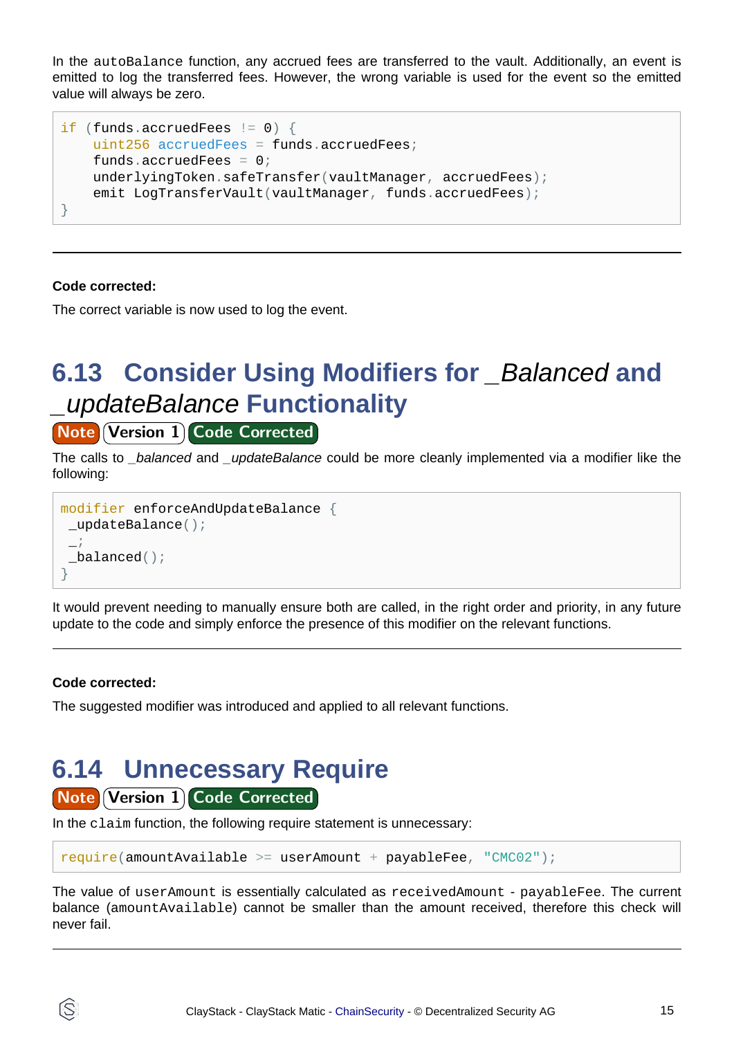In the `autoBalance` function, any accrued fees are transferred to the vault. Additionally, an event is emitted to log the transferred fees. However, the wrong variable is used for the event so the emitted value will always be zero.

```
if (funds.accruedFees != 0) {
    uint256 accruedFees = funds.accruedFees;
    funds.accruedFees = 0;
    underlyingToken.safeTransfer(vaultManager, accruedFees);
    emit LogTransferVault(vaultManager, funds.accruedFees);
}
```

---

**Code corrected:**

The correct variable is now used to log the event.

## 6.13 Consider Using Modifiers for *_Balanced* and *_updateBalance* Functionality

Note | Version 1 | Code Corrected

The calls to *_balanced* and *_updateBalance* could be more cleanly implemented via a modifier like the following:

```
modifier enforceAndUpdateBalance {
 _updateBalance();
 _;
 _balanced();
}
```

It would prevent needing to manually ensure both are called, in the right order and priority, in any future update to the code and simply enforce the presence of this modifier on the relevant functions.

---

**Code corrected:**

The suggested modifier was introduced and applied to all relevant functions.

## 6.14 Unnecessary Require

Note | Version 1 | Code Corrected

In the `claim` function, the following require statement is unnecessary:

```
require(amountAvailable >= userAmount + payableFee, "CMC02");
```

The value of `userAmount` is essentially calculated as `receivedAmount - payableFee`. The current balance (`amountAvailable`) cannot be smaller than the amount received, therefore this check will never fail.

---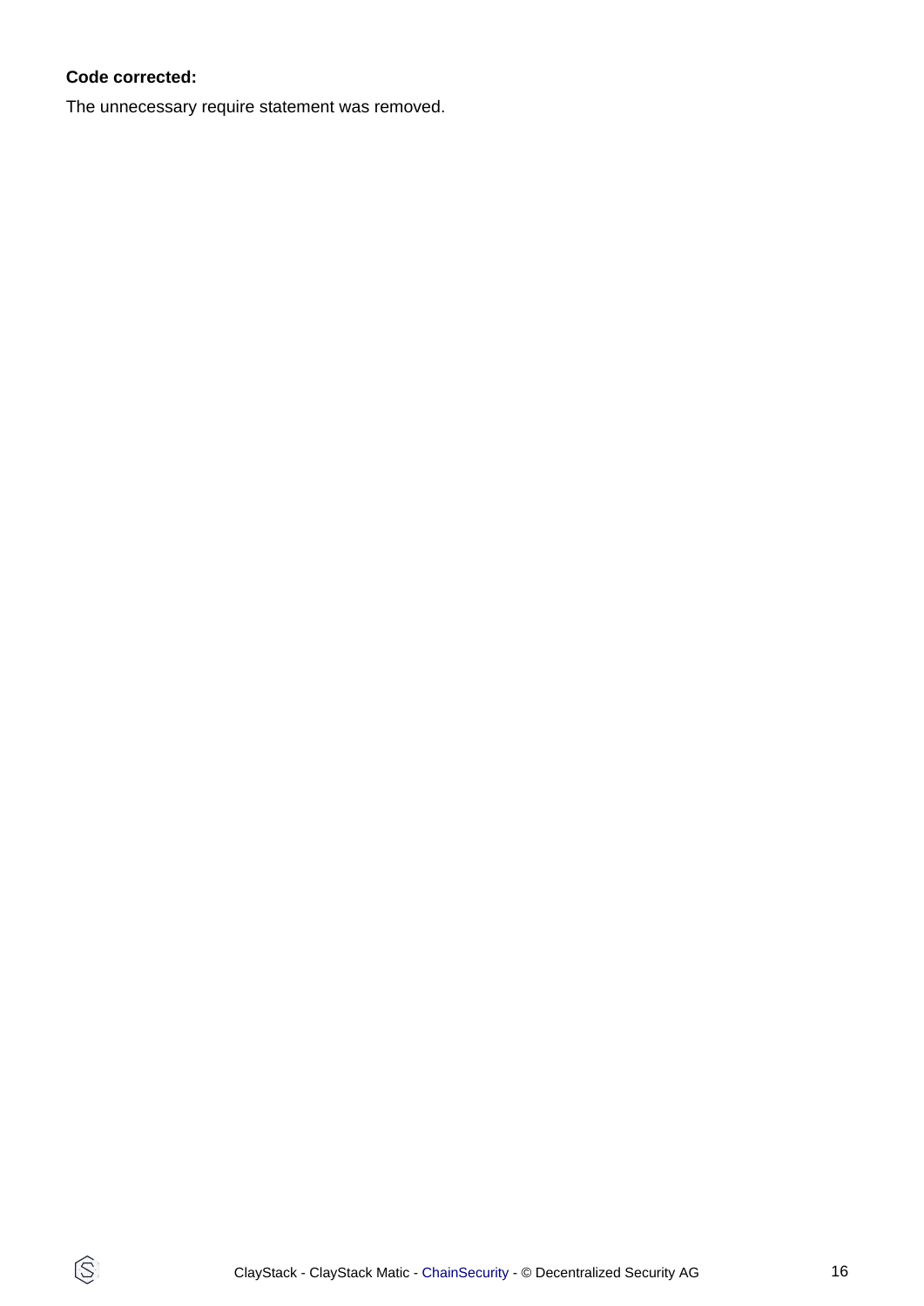**Code corrected:**

The unnecessary require statement was removed.